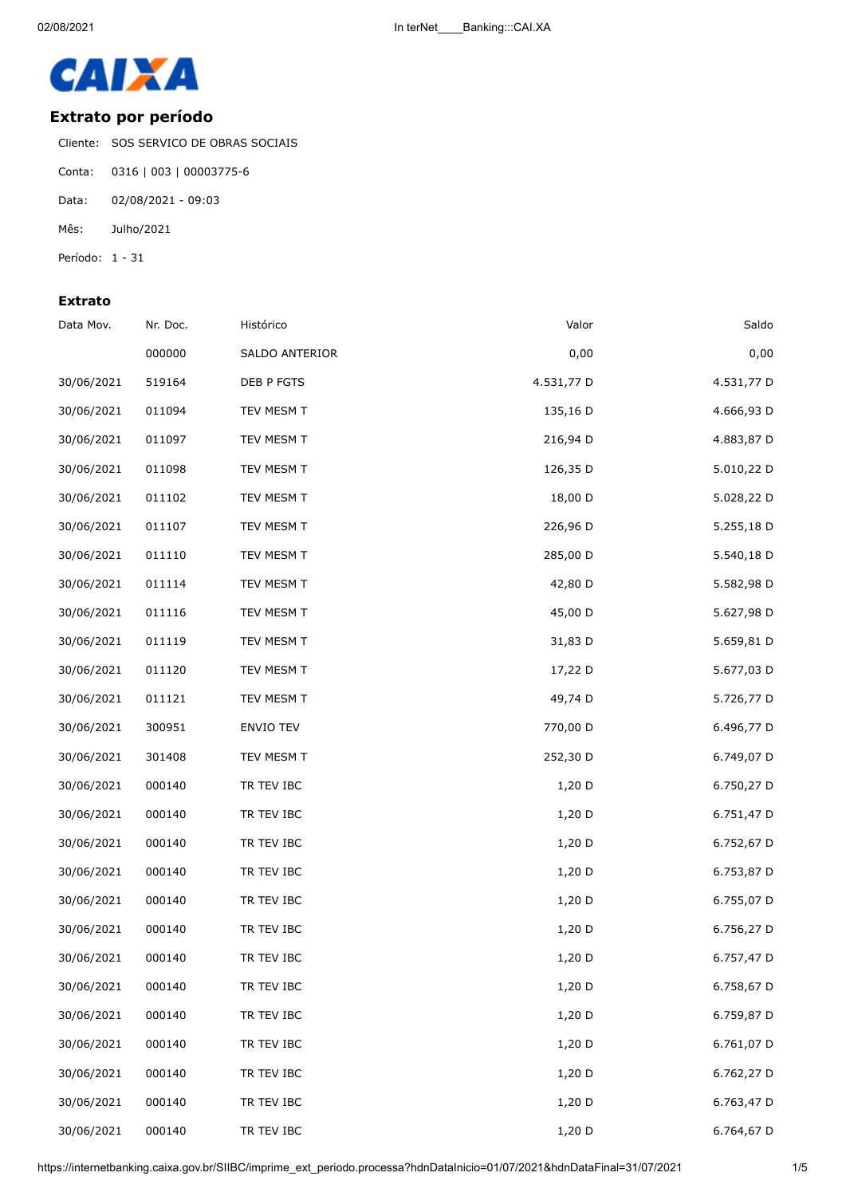CAIXA

## Extrato por período

Cliente: SOS SERVICO DE OBRAS SOCIAIS

Conta: 0316 | 003 | 00003775-6

Data: 02/08/2021 - 09:03

Mês: Julho/2021

Período: 1 - 31

### Extrato

| Data Mov. | Nr. Doc. | Histórico | Valor | Saldo |
|---|---|---|---|---|
| | 000000 | SALDO ANTERIOR | 0,00 | 0,00 |
| 30/06/2021 | 519164 | DEB P FGTS | 4.531,77 D | 4.531,77 D |
| 30/06/2021 | 011094 | TEV MESM T | 135,16 D | 4.666,93 D |
| 30/06/2021 | 011097 | TEV MESM T | 216,94 D | 4.883,87 D |
| 30/06/2021 | 011098 | TEV MESM T | 126,35 D | 5.010,22 D |
| 30/06/2021 | 011102 | TEV MESM T | 18,00 D | 5.028,22 D |
| 30/06/2021 | 011107 | TEV MESM T | 226,96 D | 5.255,18 D |
| 30/06/2021 | 011110 | TEV MESM T | 285,00 D | 5.540,18 D |
| 30/06/2021 | 011114 | TEV MESM T | 42,80 D | 5.582,98 D |
| 30/06/2021 | 011116 | TEV MESM T | 45,00 D | 5.627,98 D |
| 30/06/2021 | 011119 | TEV MESM T | 31,83 D | 5.659,81 D |
| 30/06/2021 | 011120 | TEV MESM T | 17,22 D | 5.677,03 D |
| 30/06/2021 | 011121 | TEV MESM T | 49,74 D | 5.726,77 D |
| 30/06/2021 | 300951 | ENVIO TEV | 770,00 D | 6.496,77 D |
| 30/06/2021 | 301408 | TEV MESM T | 252,30 D | 6.749,07 D |
| 30/06/2021 | 000140 | TR TEV IBC | 1,20 D | 6.750,27 D |
| 30/06/2021 | 000140 | TR TEV IBC | 1,20 D | 6.751,47 D |
| 30/06/2021 | 000140 | TR TEV IBC | 1,20 D | 6.752,67 D |
| 30/06/2021 | 000140 | TR TEV IBC | 1,20 D | 6.753,87 D |
| 30/06/2021 | 000140 | TR TEV IBC | 1,20 D | 6.755,07 D |
| 30/06/2021 | 000140 | TR TEV IBC | 1,20 D | 6.756,27 D |
| 30/06/2021 | 000140 | TR TEV IBC | 1,20 D | 6.757,47 D |
| 30/06/2021 | 000140 | TR TEV IBC | 1,20 D | 6.758,67 D |
| 30/06/2021 | 000140 | TR TEV IBC | 1,20 D | 6.759,87 D |
| 30/06/2021 | 000140 | TR TEV IBC | 1,20 D | 6.761,07 D |
| 30/06/2021 | 000140 | TR TEV IBC | 1,20 D | 6.762,27 D |
| 30/06/2021 | 000140 | TR TEV IBC | 1,20 D | 6.763,47 D |
| 30/06/2021 | 000140 | TR TEV IBC | 1,20 D | 6.764,67 D |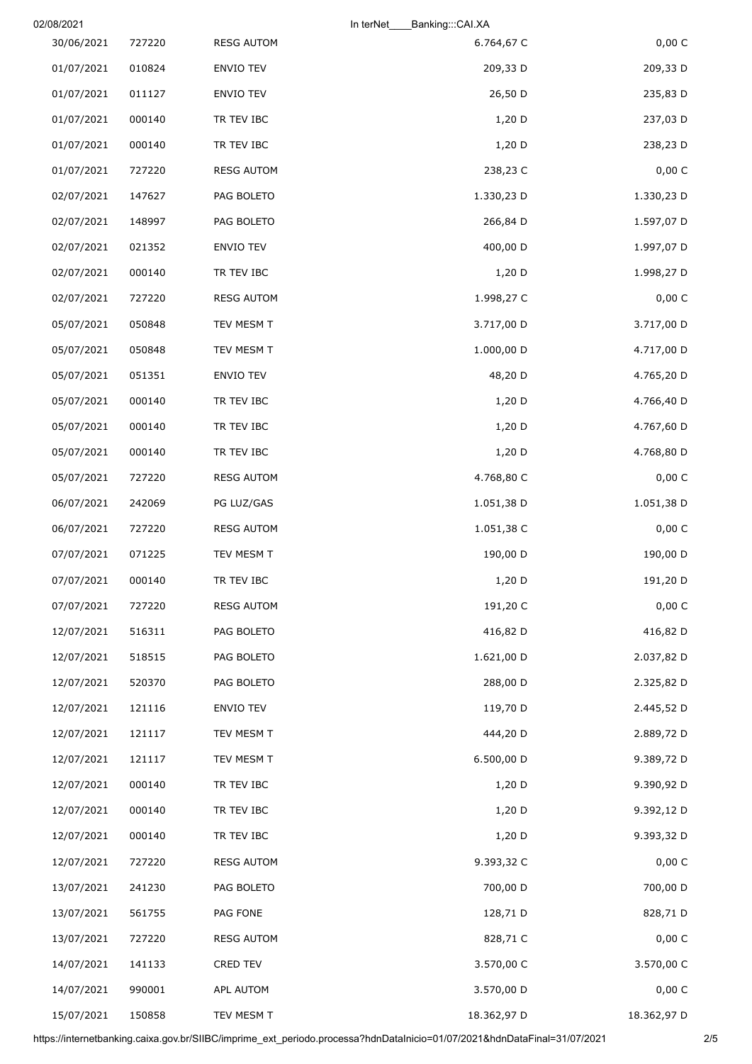| 30/06/2021 | 727220 | RESG AUTOM | 6.764,67 C | 0,00 C |
|---|---|---|---|---|
| 01/07/2021 | 010824 | ENVIO TEV | 209,33 D | 209,33 D |
| 01/07/2021 | 011127 | ENVIO TEV | 26,50 D | 235,83 D |
| 01/07/2021 | 000140 | TR TEV IBC | 1,20 D | 237,03 D |
| 01/07/2021 | 000140 | TR TEV IBC | 1,20 D | 238,23 D |
| 01/07/2021 | 727220 | RESG AUTOM | 238,23 C | 0,00 C |
| 02/07/2021 | 147627 | PAG BOLETO | 1.330,23 D | 1.330,23 D |
| 02/07/2021 | 148997 | PAG BOLETO | 266,84 D | 1.597,07 D |
| 02/07/2021 | 021352 | ENVIO TEV | 400,00 D | 1.997,07 D |
| 02/07/2021 | 000140 | TR TEV IBC | 1,20 D | 1.998,27 D |
| 02/07/2021 | 727220 | RESG AUTOM | 1.998,27 C | 0,00 C |
| 05/07/2021 | 050848 | TEV MESM T | 3.717,00 D | 3.717,00 D |
| 05/07/2021 | 050848 | TEV MESM T | 1.000,00 D | 4.717,00 D |
| 05/07/2021 | 051351 | ENVIO TEV | 48,20 D | 4.765,20 D |
| 05/07/2021 | 000140 | TR TEV IBC | 1,20 D | 4.766,40 D |
| 05/07/2021 | 000140 | TR TEV IBC | 1,20 D | 4.767,60 D |
| 05/07/2021 | 000140 | TR TEV IBC | 1,20 D | 4.768,80 D |
| 05/07/2021 | 727220 | RESG AUTOM | 4.768,80 C | 0,00 C |
| 06/07/2021 | 242069 | PG LUZ/GAS | 1.051,38 D | 1.051,38 D |
| 06/07/2021 | 727220 | RESG AUTOM | 1.051,38 C | 0,00 C |
| 07/07/2021 | 071225 | TEV MESM T | 190,00 D | 190,00 D |
| 07/07/2021 | 000140 | TR TEV IBC | 1,20 D | 191,20 D |
| 07/07/2021 | 727220 | RESG AUTOM | 191,20 C | 0,00 C |
| 12/07/2021 | 516311 | PAG BOLETO | 416,82 D | 416,82 D |
| 12/07/2021 | 518515 | PAG BOLETO | 1.621,00 D | 2.037,82 D |
| 12/07/2021 | 520370 | PAG BOLETO | 288,00 D | 2.325,82 D |
| 12/07/2021 | 121116 | ENVIO TEV | 119,70 D | 2.445,52 D |
| 12/07/2021 | 121117 | TEV MESM T | 444,20 D | 2.889,72 D |
| 12/07/2021 | 121117 | TEV MESM T | 6.500,00 D | 9.389,72 D |
| 12/07/2021 | 000140 | TR TEV IBC | 1,20 D | 9.390,92 D |
| 12/07/2021 | 000140 | TR TEV IBC | 1,20 D | 9.392,12 D |
| 12/07/2021 | 000140 | TR TEV IBC | 1,20 D | 9.393,32 D |
| 12/07/2021 | 727220 | RESG AUTOM | 9.393,32 C | 0,00 C |
| 13/07/2021 | 241230 | PAG BOLETO | 700,00 D | 700,00 D |
| 13/07/2021 | 561755 | PAG FONE | 128,71 D | 828,71 D |
| 13/07/2021 | 727220 | RESG AUTOM | 828,71 C | 0,00 C |
| 14/07/2021 | 141133 | CRED TEV | 3.570,00 C | 3.570,00 C |
| 14/07/2021 | 990001 | APL AUTOM | 3.570,00 D | 0,00 C |
| 15/07/2021 | 150858 | TEV MESM T | 18.362,97 D | 18.362,97 D |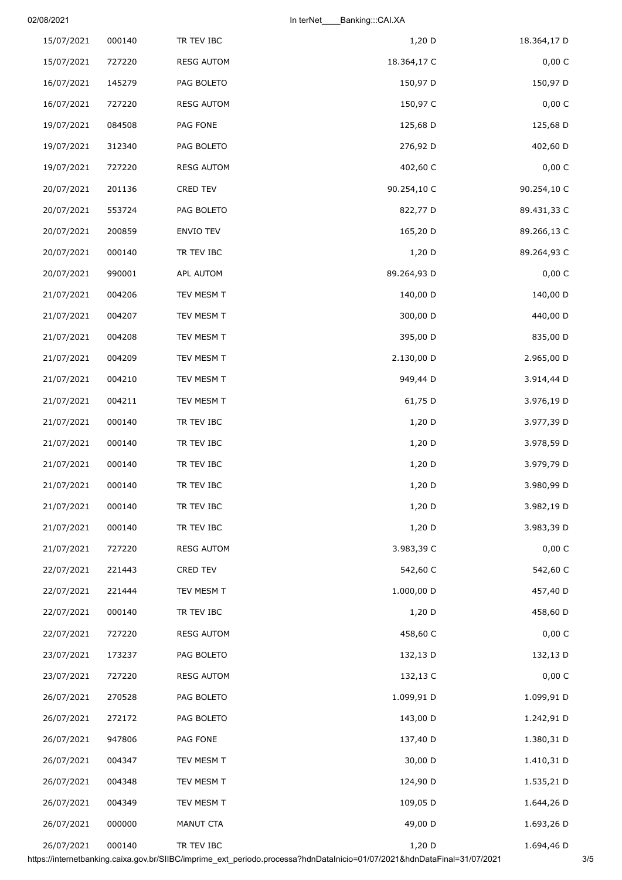| | | | | |
|---|---|---|---|---|
| 15/07/2021 | 000140 | TR TEV IBC | 1,20 D | 18.364,17 D |
| 15/07/2021 | 727220 | RESG AUTOM | 18.364,17 C | 0,00 C |
| 16/07/2021 | 145279 | PAG BOLETO | 150,97 D | 150,97 D |
| 16/07/2021 | 727220 | RESG AUTOM | 150,97 C | 0,00 C |
| 19/07/2021 | 084508 | PAG FONE | 125,68 D | 125,68 D |
| 19/07/2021 | 312340 | PAG BOLETO | 276,92 D | 402,60 D |
| 19/07/2021 | 727220 | RESG AUTOM | 402,60 C | 0,00 C |
| 20/07/2021 | 201136 | CRED TEV | 90.254,10 C | 90.254,10 C |
| 20/07/2021 | 553724 | PAG BOLETO | 822,77 D | 89.431,33 C |
| 20/07/2021 | 200859 | ENVIO TEV | 165,20 D | 89.266,13 C |
| 20/07/2021 | 000140 | TR TEV IBC | 1,20 D | 89.264,93 C |
| 20/07/2021 | 990001 | APL AUTOM | 89.264,93 D | 0,00 C |
| 21/07/2021 | 004206 | TEV MESM T | 140,00 D | 140,00 D |
| 21/07/2021 | 004207 | TEV MESM T | 300,00 D | 440,00 D |
| 21/07/2021 | 004208 | TEV MESM T | 395,00 D | 835,00 D |
| 21/07/2021 | 004209 | TEV MESM T | 2.130,00 D | 2.965,00 D |
| 21/07/2021 | 004210 | TEV MESM T | 949,44 D | 3.914,44 D |
| 21/07/2021 | 004211 | TEV MESM T | 61,75 D | 3.976,19 D |
| 21/07/2021 | 000140 | TR TEV IBC | 1,20 D | 3.977,39 D |
| 21/07/2021 | 000140 | TR TEV IBC | 1,20 D | 3.978,59 D |
| 21/07/2021 | 000140 | TR TEV IBC | 1,20 D | 3.979,79 D |
| 21/07/2021 | 000140 | TR TEV IBC | 1,20 D | 3.980,99 D |
| 21/07/2021 | 000140 | TR TEV IBC | 1,20 D | 3.982,19 D |
| 21/07/2021 | 000140 | TR TEV IBC | 1,20 D | 3.983,39 D |
| 21/07/2021 | 727220 | RESG AUTOM | 3.983,39 C | 0,00 C |
| 22/07/2021 | 221443 | CRED TEV | 542,60 C | 542,60 C |
| 22/07/2021 | 221444 | TEV MESM T | 1.000,00 D | 457,40 D |
| 22/07/2021 | 000140 | TR TEV IBC | 1,20 D | 458,60 D |
| 22/07/2021 | 727220 | RESG AUTOM | 458,60 C | 0,00 C |
| 23/07/2021 | 173237 | PAG BOLETO | 132,13 D | 132,13 D |
| 23/07/2021 | 727220 | RESG AUTOM | 132,13 C | 0,00 C |
| 26/07/2021 | 270528 | PAG BOLETO | 1.099,91 D | 1.099,91 D |
| 26/07/2021 | 272172 | PAG BOLETO | 143,00 D | 1.242,91 D |
| 26/07/2021 | 947806 | PAG FONE | 137,40 D | 1.380,31 D |
| 26/07/2021 | 004347 | TEV MESM T | 30,00 D | 1.410,31 D |
| 26/07/2021 | 004348 | TEV MESM T | 124,90 D | 1.535,21 D |
| 26/07/2021 | 004349 | TEV MESM T | 109,05 D | 1.644,26 D |
| 26/07/2021 | 000000 | MANUT CTA | 49,00 D | 1.693,26 D |
| 26/07/2021 | 000140 | TR TEV IBC | 1,20 D | 1.694,46 D |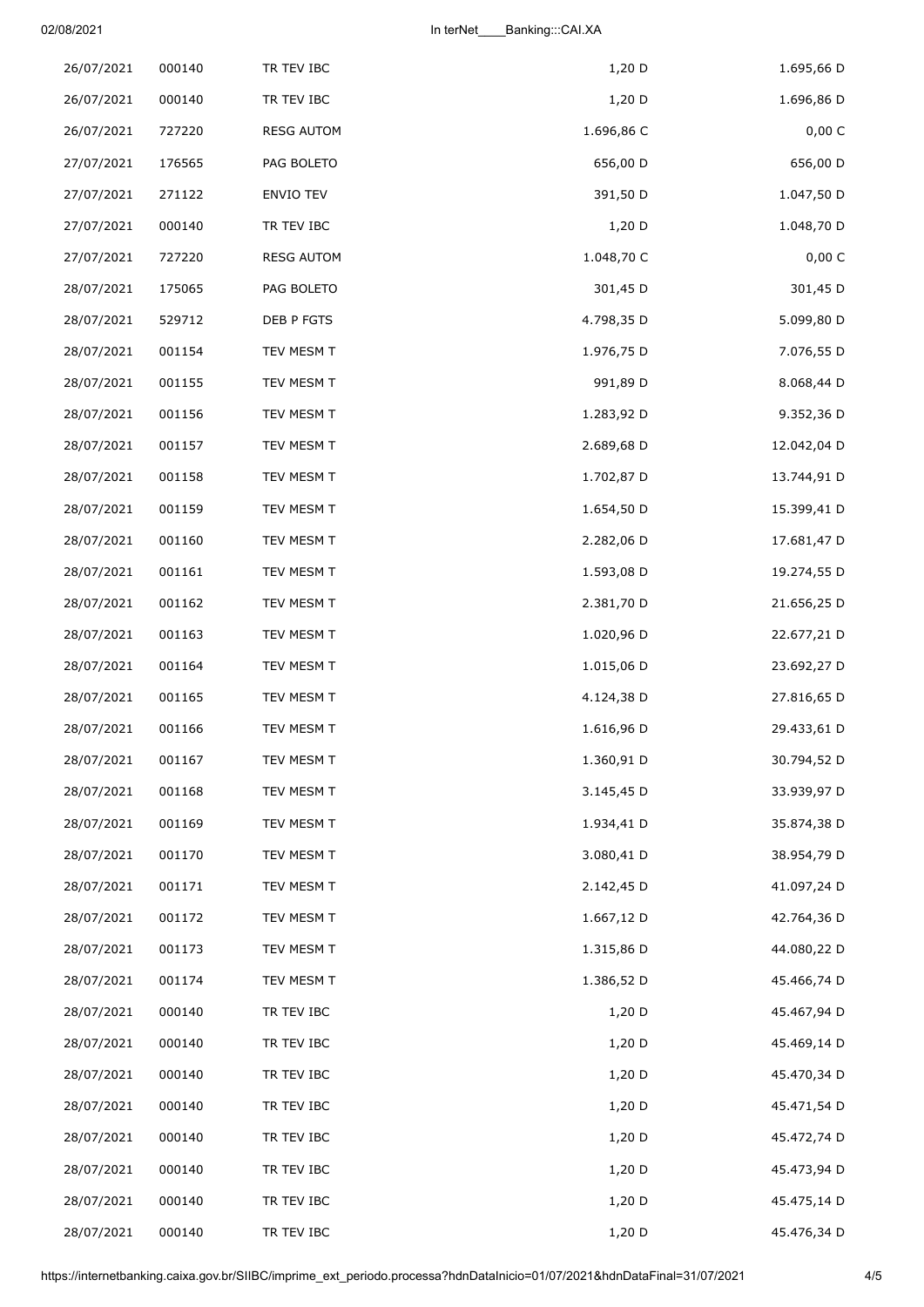| | | | | |
|---|---|---|---|---|
| 26/07/2021 | 000140 | TR TEV IBC | 1,20 D | 1.695,66 D |
| 26/07/2021 | 000140 | TR TEV IBC | 1,20 D | 1.696,86 D |
| 26/07/2021 | 727220 | RESG AUTOM | 1.696,86 C | 0,00 C |
| 27/07/2021 | 176565 | PAG BOLETO | 656,00 D | 656,00 D |
| 27/07/2021 | 271122 | ENVIO TEV | 391,50 D | 1.047,50 D |
| 27/07/2021 | 000140 | TR TEV IBC | 1,20 D | 1.048,70 D |
| 27/07/2021 | 727220 | RESG AUTOM | 1.048,70 C | 0,00 C |
| 28/07/2021 | 175065 | PAG BOLETO | 301,45 D | 301,45 D |
| 28/07/2021 | 529712 | DEB P FGTS | 4.798,35 D | 5.099,80 D |
| 28/07/2021 | 001154 | TEV MESM T | 1.976,75 D | 7.076,55 D |
| 28/07/2021 | 001155 | TEV MESM T | 991,89 D | 8.068,44 D |
| 28/07/2021 | 001156 | TEV MESM T | 1.283,92 D | 9.352,36 D |
| 28/07/2021 | 001157 | TEV MESM T | 2.689,68 D | 12.042,04 D |
| 28/07/2021 | 001158 | TEV MESM T | 1.702,87 D | 13.744,91 D |
| 28/07/2021 | 001159 | TEV MESM T | 1.654,50 D | 15.399,41 D |
| 28/07/2021 | 001160 | TEV MESM T | 2.282,06 D | 17.681,47 D |
| 28/07/2021 | 001161 | TEV MESM T | 1.593,08 D | 19.274,55 D |
| 28/07/2021 | 001162 | TEV MESM T | 2.381,70 D | 21.656,25 D |
| 28/07/2021 | 001163 | TEV MESM T | 1.020,96 D | 22.677,21 D |
| 28/07/2021 | 001164 | TEV MESM T | 1.015,06 D | 23.692,27 D |
| 28/07/2021 | 001165 | TEV MESM T | 4.124,38 D | 27.816,65 D |
| 28/07/2021 | 001166 | TEV MESM T | 1.616,96 D | 29.433,61 D |
| 28/07/2021 | 001167 | TEV MESM T | 1.360,91 D | 30.794,52 D |
| 28/07/2021 | 001168 | TEV MESM T | 3.145,45 D | 33.939,97 D |
| 28/07/2021 | 001169 | TEV MESM T | 1.934,41 D | 35.874,38 D |
| 28/07/2021 | 001170 | TEV MESM T | 3.080,41 D | 38.954,79 D |
| 28/07/2021 | 001171 | TEV MESM T | 2.142,45 D | 41.097,24 D |
| 28/07/2021 | 001172 | TEV MESM T | 1.667,12 D | 42.764,36 D |
| 28/07/2021 | 001173 | TEV MESM T | 1.315,86 D | 44.080,22 D |
| 28/07/2021 | 001174 | TEV MESM T | 1.386,52 D | 45.466,74 D |
| 28/07/2021 | 000140 | TR TEV IBC | 1,20 D | 45.467,94 D |
| 28/07/2021 | 000140 | TR TEV IBC | 1,20 D | 45.469,14 D |
| 28/07/2021 | 000140 | TR TEV IBC | 1,20 D | 45.470,34 D |
| 28/07/2021 | 000140 | TR TEV IBC | 1,20 D | 45.471,54 D |
| 28/07/2021 | 000140 | TR TEV IBC | 1,20 D | 45.472,74 D |
| 28/07/2021 | 000140 | TR TEV IBC | 1,20 D | 45.473,94 D |
| 28/07/2021 | 000140 | TR TEV IBC | 1,20 D | 45.475,14 D |
| 28/07/2021 | 000140 | TR TEV IBC | 1,20 D | 45.476,34 D |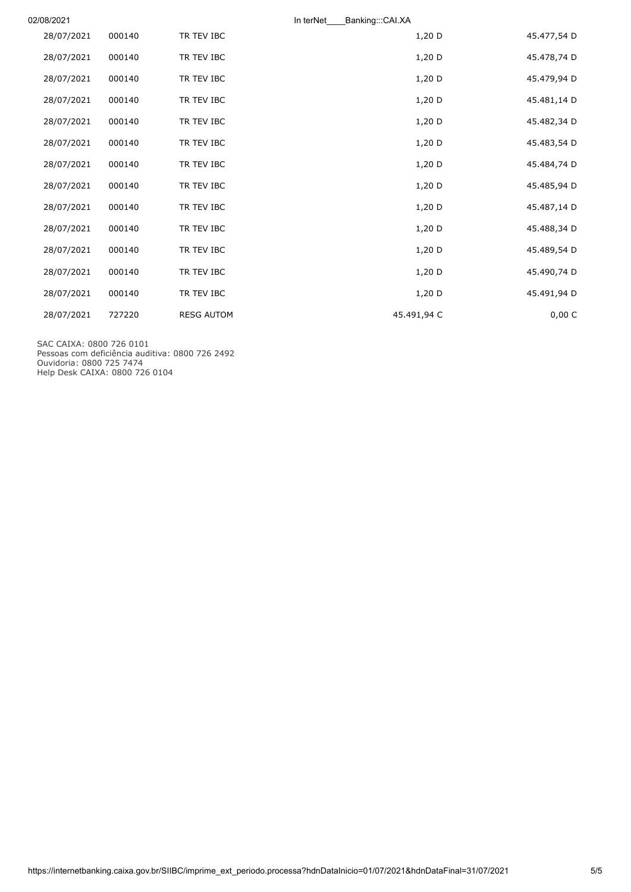| | | | | |
|---|---|---|---|---|
| 28/07/2021 | 000140 | TR TEV IBC | 1,20 D | 45.477,54 D |
| 28/07/2021 | 000140 | TR TEV IBC | 1,20 D | 45.478,74 D |
| 28/07/2021 | 000140 | TR TEV IBC | 1,20 D | 45.479,94 D |
| 28/07/2021 | 000140 | TR TEV IBC | 1,20 D | 45.481,14 D |
| 28/07/2021 | 000140 | TR TEV IBC | 1,20 D | 45.482,34 D |
| 28/07/2021 | 000140 | TR TEV IBC | 1,20 D | 45.483,54 D |
| 28/07/2021 | 000140 | TR TEV IBC | 1,20 D | 45.484,74 D |
| 28/07/2021 | 000140 | TR TEV IBC | 1,20 D | 45.485,94 D |
| 28/07/2021 | 000140 | TR TEV IBC | 1,20 D | 45.487,14 D |
| 28/07/2021 | 000140 | TR TEV IBC | 1,20 D | 45.488,34 D |
| 28/07/2021 | 000140 | TR TEV IBC | 1,20 D | 45.489,54 D |
| 28/07/2021 | 000140 | TR TEV IBC | 1,20 D | 45.490,74 D |
| 28/07/2021 | 000140 | TR TEV IBC | 1,20 D | 45.491,94 D |
| 28/07/2021 | 727220 | RESG AUTOM | 45.491,94 C | 0,00 C |

SAC CAIXA: 0800 726 0101
Pessoas com deficiência auditiva: 0800 726 2492
Ouvidoria: 0800 725 7474
Help Desk CAIXA: 0800 726 0104